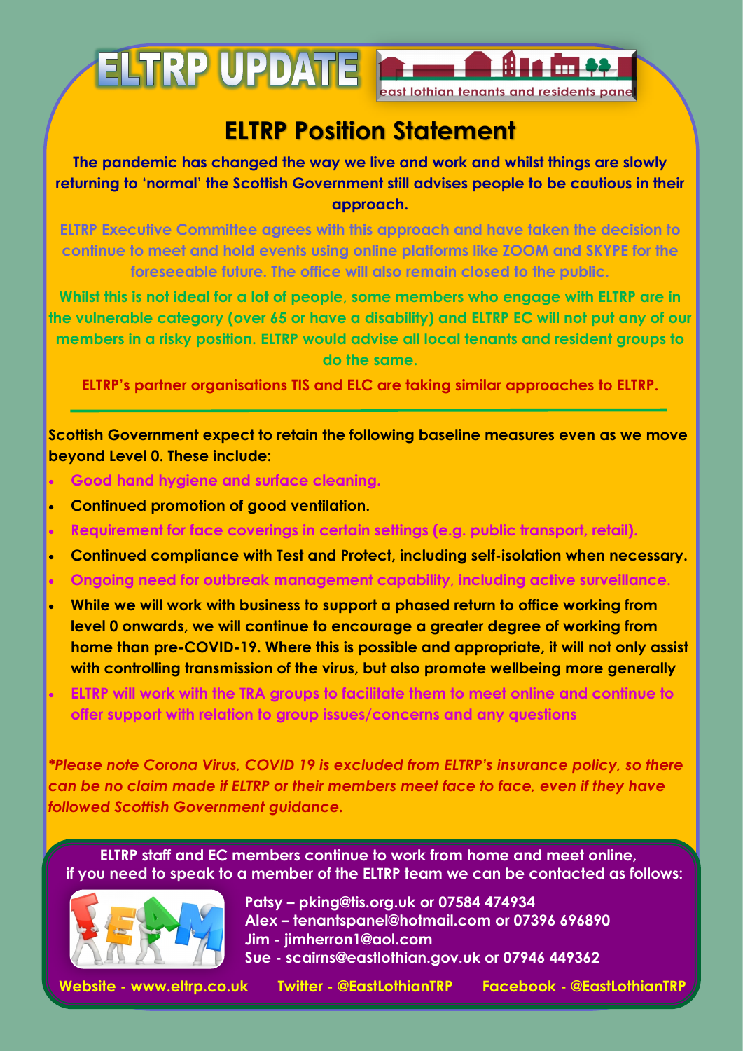# ELTRP UPDATE

east lothian tenants and residents panel

## ELTRP Position Statement

**The pandemic has changed the way we live and work and whilst things are slowly returning to 'normal' the Scottish Government still advises people to be cautious in their approach.**

**ELTRP Executive Committee agrees with this approach and have taken the decision to continue to meet and hold events using online platforms like ZOOM and SKYPE for the foreseeable future. The office will also remain closed to the public.**

**Whilst this is not ideal for a lot of people, some members who engage with ELTRP are in the vulnerable category (over 65 or have a disability) and ELTRP EC will not put any of our members in a risky position. ELTRP would advise all local tenants and resident groups to do the same.**

**ELTRP's partner organisations TIS and ELC are taking similar approaches to ELTRP.**

---

**Scottish Government expect to retain the following baseline measures even as we move beyond Level 0. These include:**

- **Good hand hygiene and surface cleaning.**
- **Continued promotion of good ventilation.**
- **Requirement for face coverings in certain settings (e.g. public transport, retail).**
- **Continued compliance with Test and Protect, including self-isolation when necessary.**
- **Ongoing need for outbreak management capability, including active surveillance.**
- **While we will work with business to support a phased return to office working from level 0 onwards, we will continue to encourage a greater degree of working from home than pre-COVID-19. Where this is possible and appropriate, it will not only assist with controlling transmission of the virus, but also promote wellbeing more generally**
- **ELTRP will work with the TRA groups to facilitate them to meet online and continue to offer support with relation to group issues/concerns and any questions**

***Please note Corona Virus, COVID 19 is excluded from ELTRP's insurance policy, so there can be no claim made if ELTRP or their members meet face to face, even if they have followed Scottish Government guidance.***

**ELTRP staff and EC members continue to work from home and meet online, if you need to speak to a member of the ELTRP team we can be contacted as follows:**

**Patsy – pking@tis.org.uk or 07584 474934**
**Alex – tenantspanel@hotmail.com or 07396 696890**
**Jim - jimherron1@aol.com**
**Sue - scairns@eastlothian.gov.uk or 07946 449362**

**Website - www.eltrp.co.uk Twitter - @EastLothianTRP Facebook - @EastLothianTRP**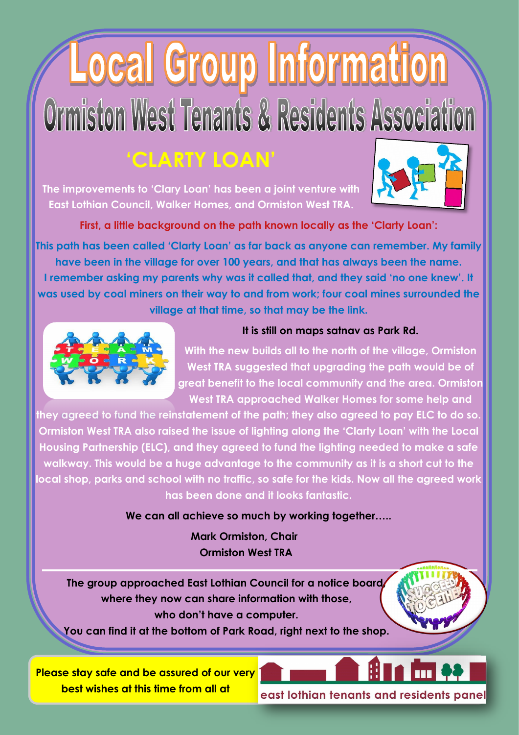# Local Group Information

## Ormiston West Tenants & Residents Association

### 'CLARTY LOAN'

The improvements to 'Clary Loan' has been a joint venture with East Lothian Council, Walker Homes, and Ormiston West TRA.

First, a little background on the path known locally as the 'Clarty Loan':

This path has been called 'Clarty Loan' as far back as anyone can remember. My family have been in the village for over 100 years, and that has always been the name. I remember asking my parents why was it called that, and they said 'no one knew'. It was used by coal miners on their way to and from work; four coal mines surrounded the village at that time, so that may be the link.

It is still on maps satnav as Park Rd.

With the new builds all to the north of the village, Ormiston West TRA suggested that upgrading the path would be of great benefit to the local community and the area. Ormiston West TRA approached Walker Homes for some help and they agreed to fund the reinstatement of the path; they also agreed to pay ELC to do so. Ormiston West TRA also raised the issue of lighting along the 'Clarty Loan' with the Local Housing Partnership (ELC), and they agreed to fund the lighting needed to make a safe walkway. This would be a huge advantage to the community as it is a short cut to the local shop, parks and school with no traffic, so safe for the kids. Now all the agreed work has been done and it looks fantastic.

We can all achieve so much by working together.....

Mark Ormiston, Chair
Ormiston West TRA

---

The group approached East Lothian Council for a notice board, where they now can share information with those, who don't have a computer.
You can find it at the bottom of Park Road, right next to the shop.

**Please stay safe and be assured of our very best wishes at this time from all at**

east lothian tenants and residents panel